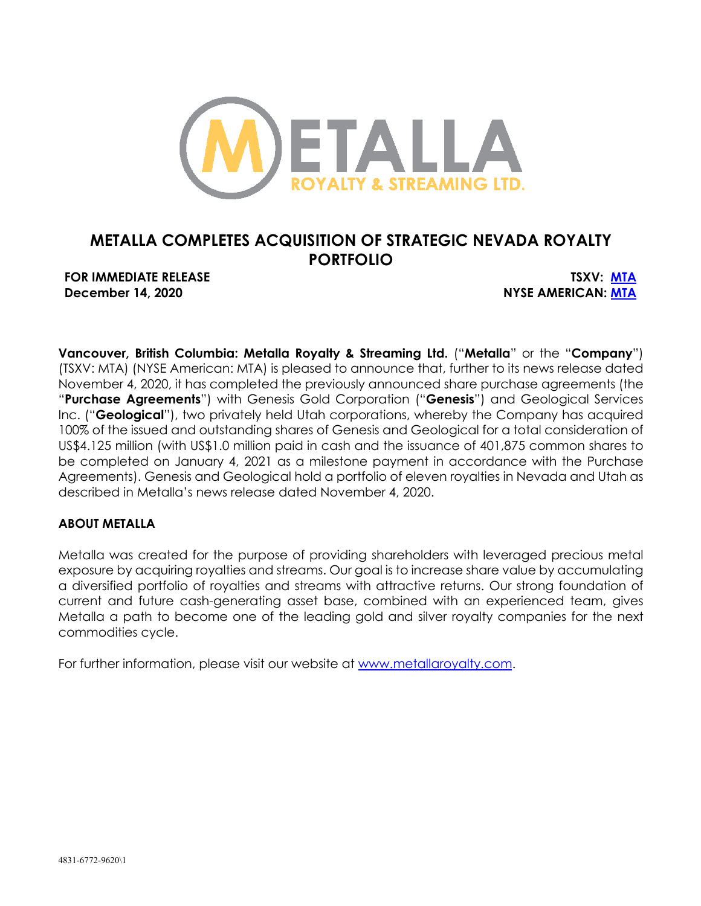# METALLA COMPLETES ACQUISITION OF STRATEGIC NEVADA ROYALTY PORTFOLIO

**FOR IMMEDIATE RELEASE** **TSXV: MTA**
**December 14, 2020** **NYSE AMERICAN: MTA**

**Vancouver, British Columbia: Metalla Royalty & Streaming Ltd.** ("**Metalla**" or the "**Company**") (TSXV: MTA) (NYSE American: MTA) is pleased to announce that, further to its news release dated November 4, 2020, it has completed the previously announced share purchase agreements (the "**Purchase Agreements**") with Genesis Gold Corporation ("**Genesis**") and Geological Services Inc. ("**Geological**"), two privately held Utah corporations, whereby the Company has acquired 100% of the issued and outstanding shares of Genesis and Geological for a total consideration of US$4.125 million (with US$1.0 million paid in cash and the issuance of 401,875 common shares to be completed on January 4, 2021 as a milestone payment in accordance with the Purchase Agreements). Genesis and Geological hold a portfolio of eleven royalties in Nevada and Utah as described in Metalla's news release dated November 4, 2020.

## ABOUT METALLA

Metalla was created for the purpose of providing shareholders with leveraged precious metal exposure by acquiring royalties and streams. Our goal is to increase share value by accumulating a diversified portfolio of royalties and streams with attractive returns. Our strong foundation of current and future cash-generating asset base, combined with an experienced team, gives Metalla a path to become one of the leading gold and silver royalty companies for the next commodities cycle.

For further information, please visit our website at www.metallaroyalty.com.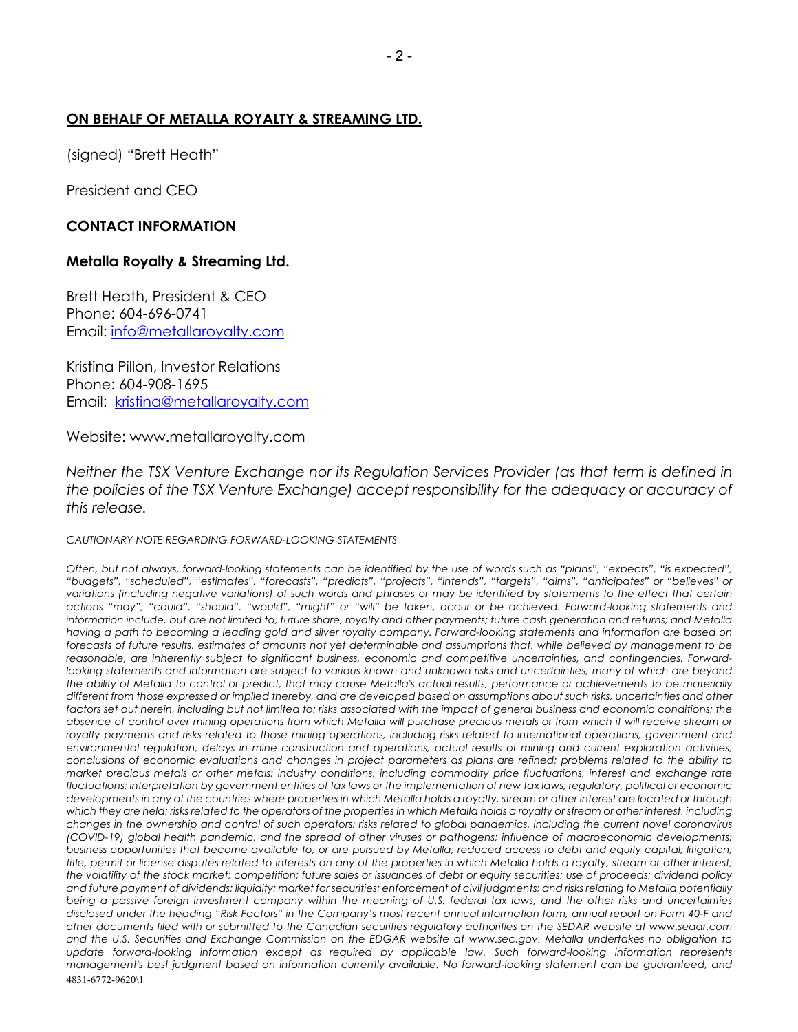**ON BEHALF OF METALLA ROYALTY & STREAMING LTD.**

(signed) "Brett Heath"

President and CEO

**CONTACT INFORMATION**

**Metalla Royalty & Streaming Ltd.**

Brett Heath, President & CEO
Phone: 604-696-0741
Email: info@metallaroyalty.com

Kristina Pillon, Investor Relations
Phone: 604-908-1695
Email: kristina@metallaroyalty.com

Website: www.metallaroyalty.com

*Neither the TSX Venture Exchange nor its Regulation Services Provider (as that term is defined in the policies of the TSX Venture Exchange) accept responsibility for the adequacy or accuracy of this release.*

*CAUTIONARY NOTE REGARDING FORWARD-LOOKING STATEMENTS*

*Often, but not always, forward-looking statements can be identified by the use of words such as "plans", "expects", "is expected", "budgets", "scheduled", "estimates", "forecasts", "predicts", "projects", "intends", "targets", "aims", "anticipates" or "believes" or variations (including negative variations) of such words and phrases or may be identified by statements to the effect that certain actions "may", "could", "should", "would", "might" or "will" be taken, occur or be achieved. Forward-looking statements and information include, but are not limited to, future share, royalty and other payments; future cash generation and returns; and Metalla having a path to becoming a leading gold and silver royalty company. Forward-looking statements and information are based on forecasts of future results, estimates of amounts not yet determinable and assumptions that, while believed by management to be reasonable, are inherently subject to significant business, economic and competitive uncertainties, and contingencies. Forward-looking statements and information are subject to various known and unknown risks and uncertainties, many of which are beyond the ability of Metalla to control or predict, that may cause Metalla's actual results, performance or achievements to be materially different from those expressed or implied thereby, and are developed based on assumptions about such risks, uncertainties and other factors set out herein, including but not limited to: risks associated with the impact of general business and economic conditions; the absence of control over mining operations from which Metalla will purchase precious metals or from which it will receive stream or royalty payments and risks related to those mining operations, including risks related to international operations, government and environmental regulation, delays in mine construction and operations, actual results of mining and current exploration activities, conclusions of economic evaluations and changes in project parameters as plans are refined; problems related to the ability to market precious metals or other metals; industry conditions, including commodity price fluctuations, interest and exchange rate fluctuations; interpretation by government entities of tax laws or the implementation of new tax laws; regulatory, political or economic developments in any of the countries where properties in which Metalla holds a royalty, stream or other interest are located or through which they are held; risks related to the operators of the properties in which Metalla holds a royalty or stream or other interest, including changes in the ownership and control of such operators; risks related to global pandemics, including the current novel coronavirus (COVID-19) global health pandemic, and the spread of other viruses or pathogens; influence of macroeconomic developments; business opportunities that become available to, or are pursued by Metalla; reduced access to debt and equity capital; litigation; title, permit or license disputes related to interests on any of the properties in which Metalla holds a royalty, stream or other interest; the volatility of the stock market; competition; future sales or issuances of debt or equity securities; use of proceeds; dividend policy and future payment of dividends; liquidity; market for securities; enforcement of civil judgments; and risks relating to Metalla potentially being a passive foreign investment company within the meaning of U.S. federal tax laws; and the other risks and uncertainties disclosed under the heading "Risk Factors" in the Company's most recent annual information form, annual report on Form 40-F and other documents filed with or submitted to the Canadian securities regulatory authorities on the SEDAR website at www.sedar.com and the U.S. Securities and Exchange Commission on the EDGAR website at www.sec.gov. Metalla undertakes no obligation to update forward-looking information except as required by applicable law. Such forward-looking information represents management's best judgment based on information currently available. No forward-looking statement can be guaranteed, and*

4831-6772-9620\1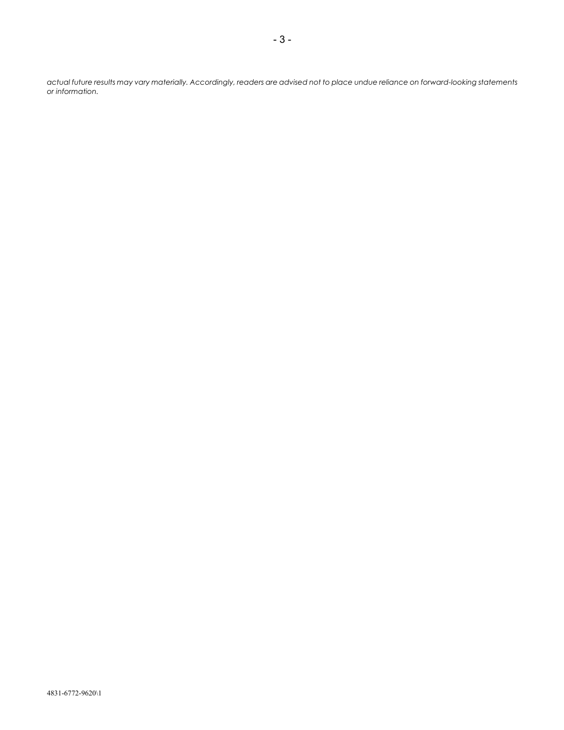*actual future results may vary materially. Accordingly, readers are advised not to place undue reliance on forward-looking statements or information.*